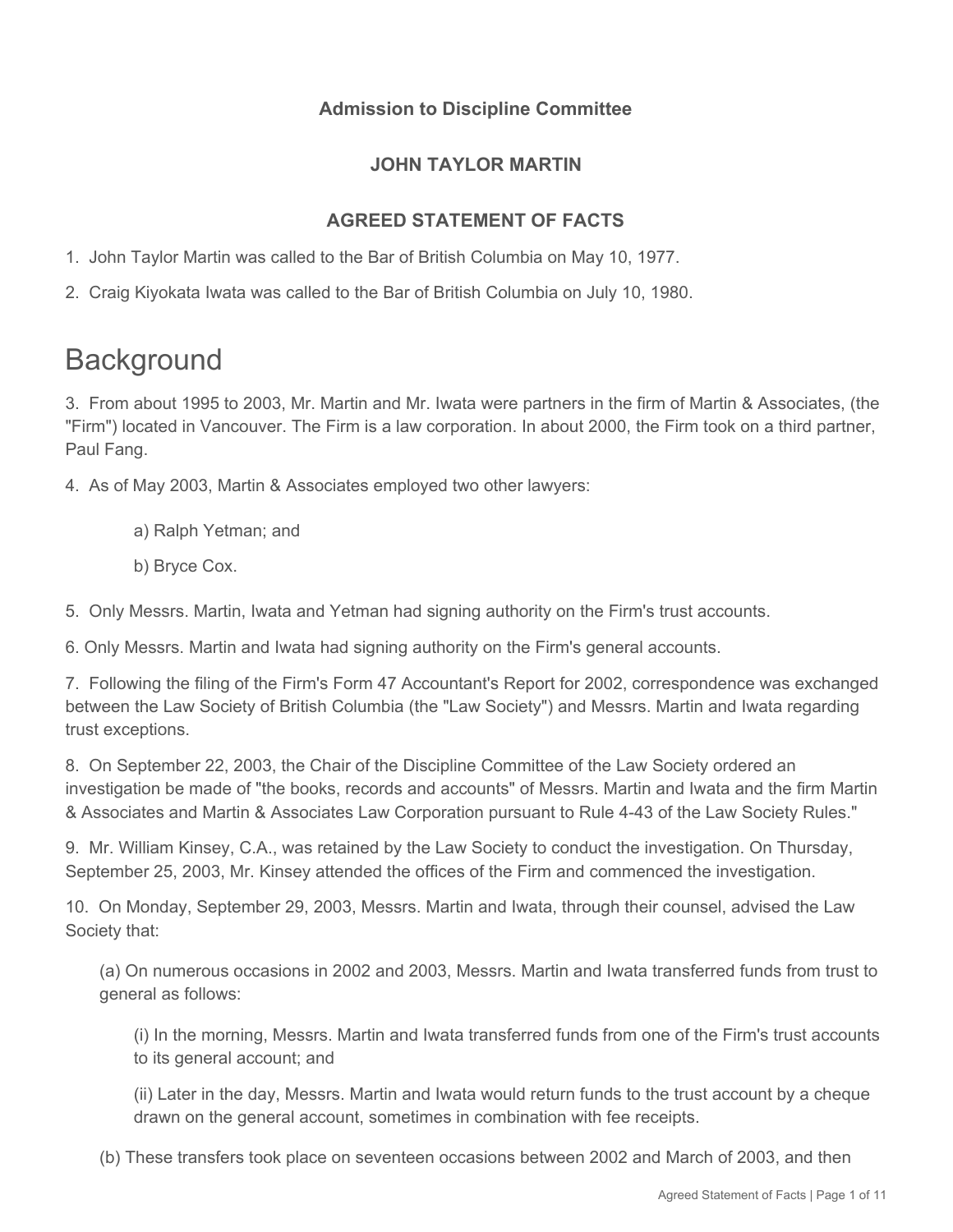**Admission to Discipline Committee**

**JOHN TAYLOR MARTIN**

**AGREED STATEMENT OF FACTS**

1. John Taylor Martin was called to the Bar of British Columbia on May 10, 1977.

2. Craig Kiyokata Iwata was called to the Bar of British Columbia on July 10, 1980.

# Background

3. From about 1995 to 2003, Mr. Martin and Mr. Iwata were partners in the firm of Martin & Associates, (the "Firm") located in Vancouver. The Firm is a law corporation. In about 2000, the Firm took on a third partner, Paul Fang.

4. As of May 2003, Martin & Associates employed two other lawyers:

   a) Ralph Yetman; and

   b) Bryce Cox.

5. Only Messrs. Martin, Iwata and Yetman had signing authority on the Firm's trust accounts.

6. Only Messrs. Martin and Iwata had signing authority on the Firm's general accounts.

7. Following the filing of the Firm's Form 47 Accountant's Report for 2002, correspondence was exchanged between the Law Society of British Columbia (the "Law Society") and Messrs. Martin and Iwata regarding trust exceptions.

8. On September 22, 2003, the Chair of the Discipline Committee of the Law Society ordered an investigation be made of "the books, records and accounts" of Messrs. Martin and Iwata and the firm Martin & Associates and Martin & Associates Law Corporation pursuant to Rule 4-43 of the Law Society Rules."

9. Mr. William Kinsey, C.A., was retained by the Law Society to conduct the investigation. On Thursday, September 25, 2003, Mr. Kinsey attended the offices of the Firm and commenced the investigation.

10. On Monday, September 29, 2003, Messrs. Martin and Iwata, through their counsel, advised the Law Society that:

   (a) On numerous occasions in 2002 and 2003, Messrs. Martin and Iwata transferred funds from trust to general as follows:

      (i) In the morning, Messrs. Martin and Iwata transferred funds from one of the Firm's trust accounts to its general account; and

      (ii) Later in the day, Messrs. Martin and Iwata would return funds to the trust account by a cheque drawn on the general account, sometimes in combination with fee receipts.

   (b) These transfers took place on seventeen occasions between 2002 and March of 2003, and then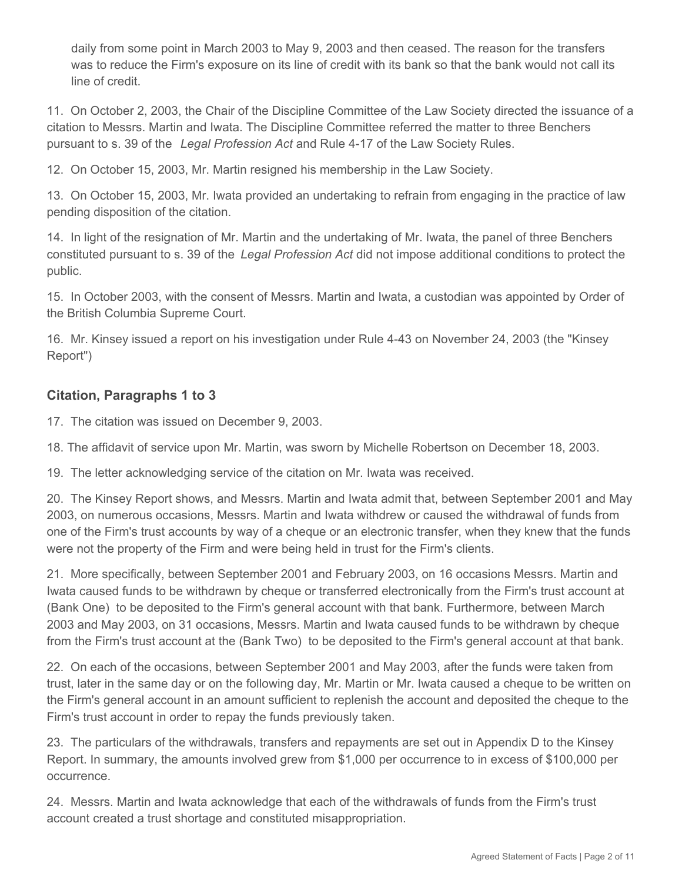daily from some point in March 2003 to May 9, 2003 and then ceased. The reason for the transfers was to reduce the Firm's exposure on its line of credit with its bank so that the bank would not call its line of credit.

11. On October 2, 2003, the Chair of the Discipline Committee of the Law Society directed the issuance of a citation to Messrs. Martin and Iwata. The Discipline Committee referred the matter to three Benchers pursuant to s. 39 of the *Legal Profession Act* and Rule 4-17 of the Law Society Rules.

12. On October 15, 2003, Mr. Martin resigned his membership in the Law Society.

13. On October 15, 2003, Mr. Iwata provided an undertaking to refrain from engaging in the practice of law pending disposition of the citation.

14. In light of the resignation of Mr. Martin and the undertaking of Mr. Iwata, the panel of three Benchers constituted pursuant to s. 39 of the *Legal Profession Act* did not impose additional conditions to protect the public.

15. In October 2003, with the consent of Messrs. Martin and Iwata, a custodian was appointed by Order of the British Columbia Supreme Court.

16. Mr. Kinsey issued a report on his investigation under Rule 4-43 on November 24, 2003 (the "Kinsey Report")

### Citation, Paragraphs 1 to 3

17. The citation was issued on December 9, 2003.

18. The affidavit of service upon Mr. Martin, was sworn by Michelle Robertson on December 18, 2003.

19. The letter acknowledging service of the citation on Mr. Iwata was received.

20. The Kinsey Report shows, and Messrs. Martin and Iwata admit that, between September 2001 and May 2003, on numerous occasions, Messrs. Martin and Iwata withdrew or caused the withdrawal of funds from one of the Firm's trust accounts by way of a cheque or an electronic transfer, when they knew that the funds were not the property of the Firm and were being held in trust for the Firm's clients.

21. More specifically, between September 2001 and February 2003, on 16 occasions Messrs. Martin and Iwata caused funds to be withdrawn by cheque or transferred electronically from the Firm's trust account at (Bank One) to be deposited to the Firm's general account with that bank. Furthermore, between March 2003 and May 2003, on 31 occasions, Messrs. Martin and Iwata caused funds to be withdrawn by cheque from the Firm's trust account at the (Bank Two) to be deposited to the Firm's general account at that bank.

22. On each of the occasions, between September 2001 and May 2003, after the funds were taken from trust, later in the same day or on the following day, Mr. Martin or Mr. Iwata caused a cheque to be written on the Firm's general account in an amount sufficient to replenish the account and deposited the cheque to the Firm's trust account in order to repay the funds previously taken.

23. The particulars of the withdrawals, transfers and repayments are set out in Appendix D to the Kinsey Report. In summary, the amounts involved grew from $1,000 per occurrence to in excess of $100,000 per occurrence.

24. Messrs. Martin and Iwata acknowledge that each of the withdrawals of funds from the Firm's trust account created a trust shortage and constituted misappropriation.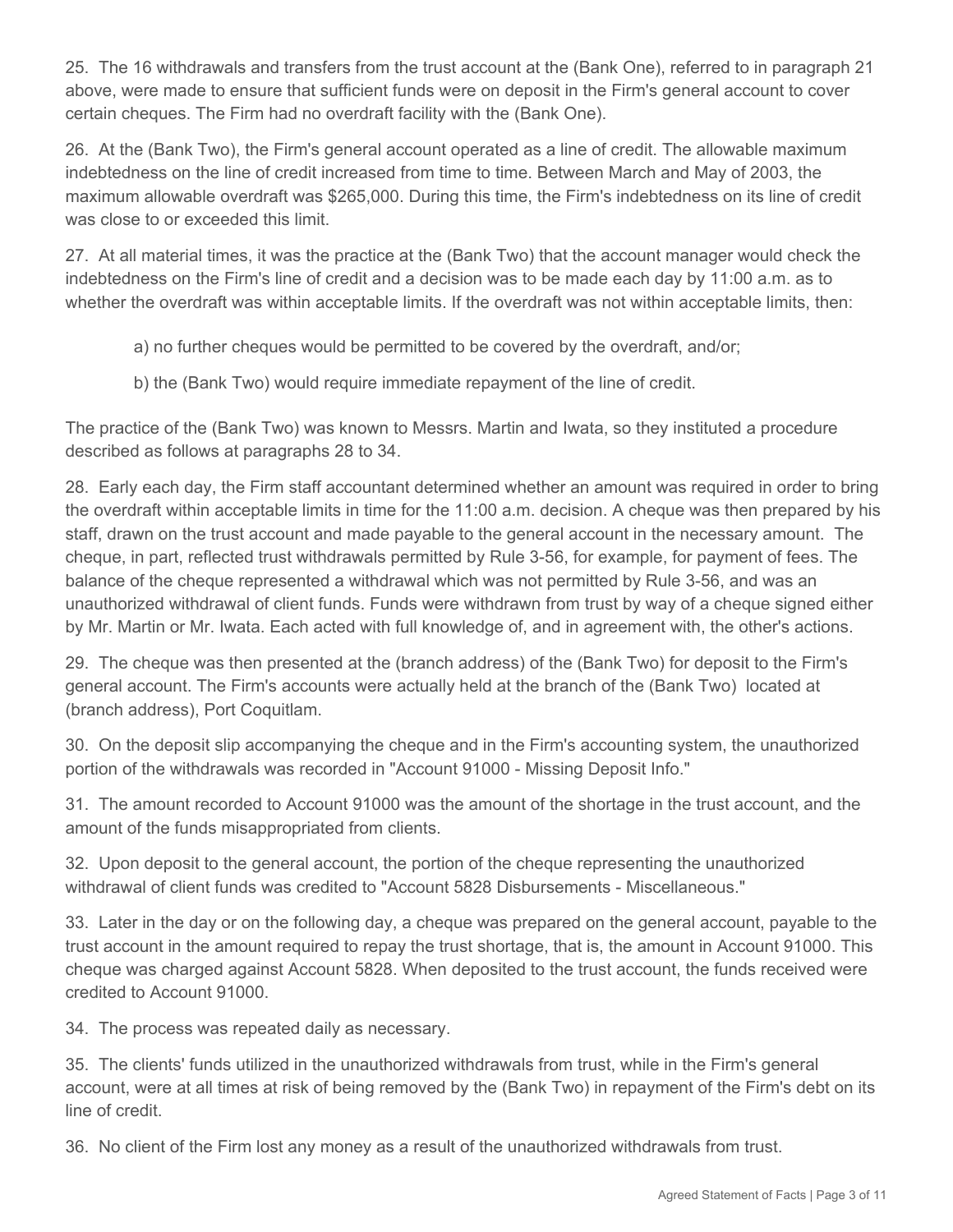25. The 16 withdrawals and transfers from the trust account at the (Bank One), referred to in paragraph 21 above, were made to ensure that sufficient funds were on deposit in the Firm's general account to cover certain cheques. The Firm had no overdraft facility with the (Bank One).

26. At the (Bank Two), the Firm's general account operated as a line of credit. The allowable maximum indebtedness on the line of credit increased from time to time. Between March and May of 2003, the maximum allowable overdraft was $265,000. During this time, the Firm's indebtedness on its line of credit was close to or exceeded this limit.

27. At all material times, it was the practice at the (Bank Two) that the account manager would check the indebtedness on the Firm's line of credit and a decision was to be made each day by 11:00 a.m. as to whether the overdraft was within acceptable limits. If the overdraft was not within acceptable limits, then:

> a) no further cheques would be permitted to be covered by the overdraft, and/or;
>
> b) the (Bank Two) would require immediate repayment of the line of credit.

The practice of the (Bank Two) was known to Messrs. Martin and Iwata, so they instituted a procedure described as follows at paragraphs 28 to 34.

28. Early each day, the Firm staff accountant determined whether an amount was required in order to bring the overdraft within acceptable limits in time for the 11:00 a.m. decision. A cheque was then prepared by his staff, drawn on the trust account and made payable to the general account in the necessary amount. The cheque, in part, reflected trust withdrawals permitted by Rule 3-56, for example, for payment of fees. The balance of the cheque represented a withdrawal which was not permitted by Rule 3-56, and was an unauthorized withdrawal of client funds. Funds were withdrawn from trust by way of a cheque signed either by Mr. Martin or Mr. Iwata. Each acted with full knowledge of, and in agreement with, the other's actions.

29. The cheque was then presented at the (branch address) of the (Bank Two) for deposit to the Firm's general account. The Firm's accounts were actually held at the branch of the (Bank Two) located at (branch address), Port Coquitlam.

30. On the deposit slip accompanying the cheque and in the Firm's accounting system, the unauthorized portion of the withdrawals was recorded in "Account 91000 - Missing Deposit Info."

31. The amount recorded to Account 91000 was the amount of the shortage in the trust account, and the amount of the funds misappropriated from clients.

32. Upon deposit to the general account, the portion of the cheque representing the unauthorized withdrawal of client funds was credited to "Account 5828 Disbursements - Miscellaneous."

33. Later in the day or on the following day, a cheque was prepared on the general account, payable to the trust account in the amount required to repay the trust shortage, that is, the amount in Account 91000. This cheque was charged against Account 5828. When deposited to the trust account, the funds received were credited to Account 91000.

34. The process was repeated daily as necessary.

35. The clients' funds utilized in the unauthorized withdrawals from trust, while in the Firm's general account, were at all times at risk of being removed by the (Bank Two) in repayment of the Firm's debt on its line of credit.

36. No client of the Firm lost any money as a result of the unauthorized withdrawals from trust.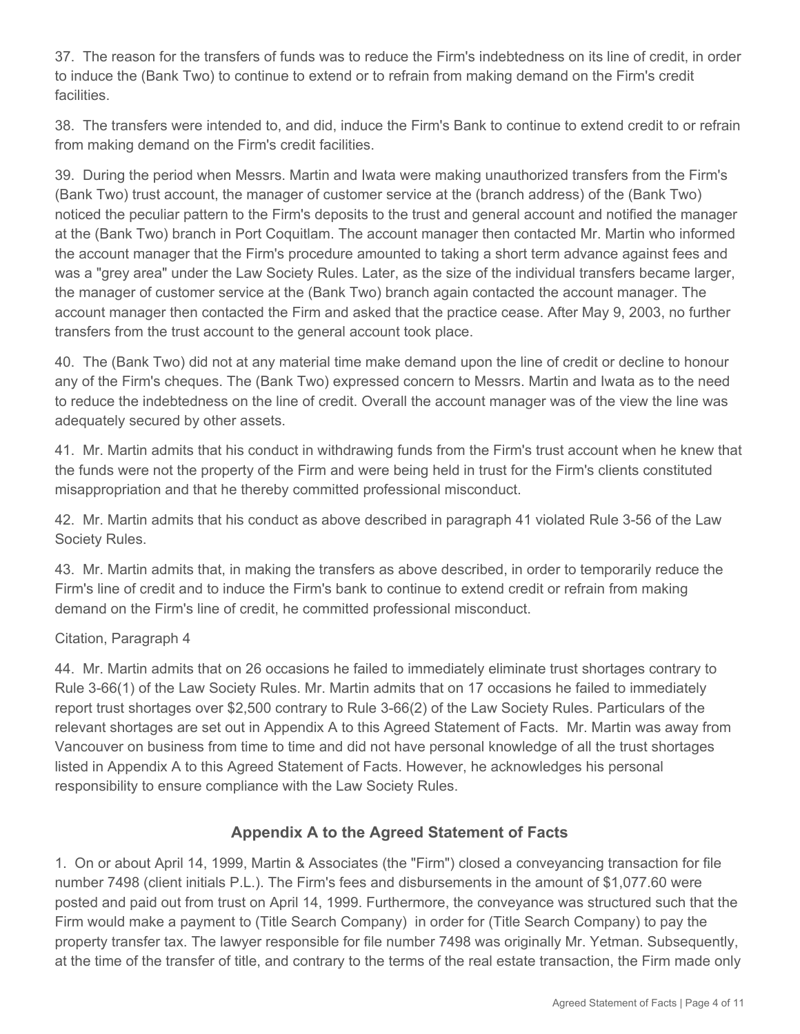37. The reason for the transfers of funds was to reduce the Firm's indebtedness on its line of credit, in order to induce the (Bank Two) to continue to extend or to refrain from making demand on the Firm's credit facilities.

38. The transfers were intended to, and did, induce the Firm's Bank to continue to extend credit to or refrain from making demand on the Firm's credit facilities.

39. During the period when Messrs. Martin and Iwata were making unauthorized transfers from the Firm's (Bank Two) trust account, the manager of customer service at the (branch address) of the (Bank Two) noticed the peculiar pattern to the Firm's deposits to the trust and general account and notified the manager at the (Bank Two) branch in Port Coquitlam. The account manager then contacted Mr. Martin who informed the account manager that the Firm's procedure amounted to taking a short term advance against fees and was a "grey area" under the Law Society Rules. Later, as the size of the individual transfers became larger, the manager of customer service at the (Bank Two) branch again contacted the account manager. The account manager then contacted the Firm and asked that the practice cease. After May 9, 2003, no further transfers from the trust account to the general account took place.

40. The (Bank Two) did not at any material time make demand upon the line of credit or decline to honour any of the Firm's cheques. The (Bank Two) expressed concern to Messrs. Martin and Iwata as to the need to reduce the indebtedness on the line of credit. Overall the account manager was of the view the line was adequately secured by other assets.

41. Mr. Martin admits that his conduct in withdrawing funds from the Firm's trust account when he knew that the funds were not the property of the Firm and were being held in trust for the Firm's clients constituted misappropriation and that he thereby committed professional misconduct.

42. Mr. Martin admits that his conduct as above described in paragraph 41 violated Rule 3-56 of the Law Society Rules.

43. Mr. Martin admits that, in making the transfers as above described, in order to temporarily reduce the Firm's line of credit and to induce the Firm's bank to continue to extend credit or refrain from making demand on the Firm's line of credit, he committed professional misconduct.

Citation, Paragraph 4

44. Mr. Martin admits that on 26 occasions he failed to immediately eliminate trust shortages contrary to Rule 3-66(1) of the Law Society Rules. Mr. Martin admits that on 17 occasions he failed to immediately report trust shortages over $2,500 contrary to Rule 3-66(2) of the Law Society Rules. Particulars of the relevant shortages are set out in Appendix A to this Agreed Statement of Facts. Mr. Martin was away from Vancouver on business from time to time and did not have personal knowledge of all the trust shortages listed in Appendix A to this Agreed Statement of Facts. However, he acknowledges his personal responsibility to ensure compliance with the Law Society Rules.

## Appendix A to the Agreed Statement of Facts

1. On or about April 14, 1999, Martin & Associates (the "Firm") closed a conveyancing transaction for file number 7498 (client initials P.L.). The Firm's fees and disbursements in the amount of $1,077.60 were posted and paid out from trust on April 14, 1999. Furthermore, the conveyance was structured such that the Firm would make a payment to (Title Search Company) in order for (Title Search Company) to pay the property transfer tax. The lawyer responsible for file number 7498 was originally Mr. Yetman. Subsequently, at the time of the transfer of title, and contrary to the terms of the real estate transaction, the Firm made only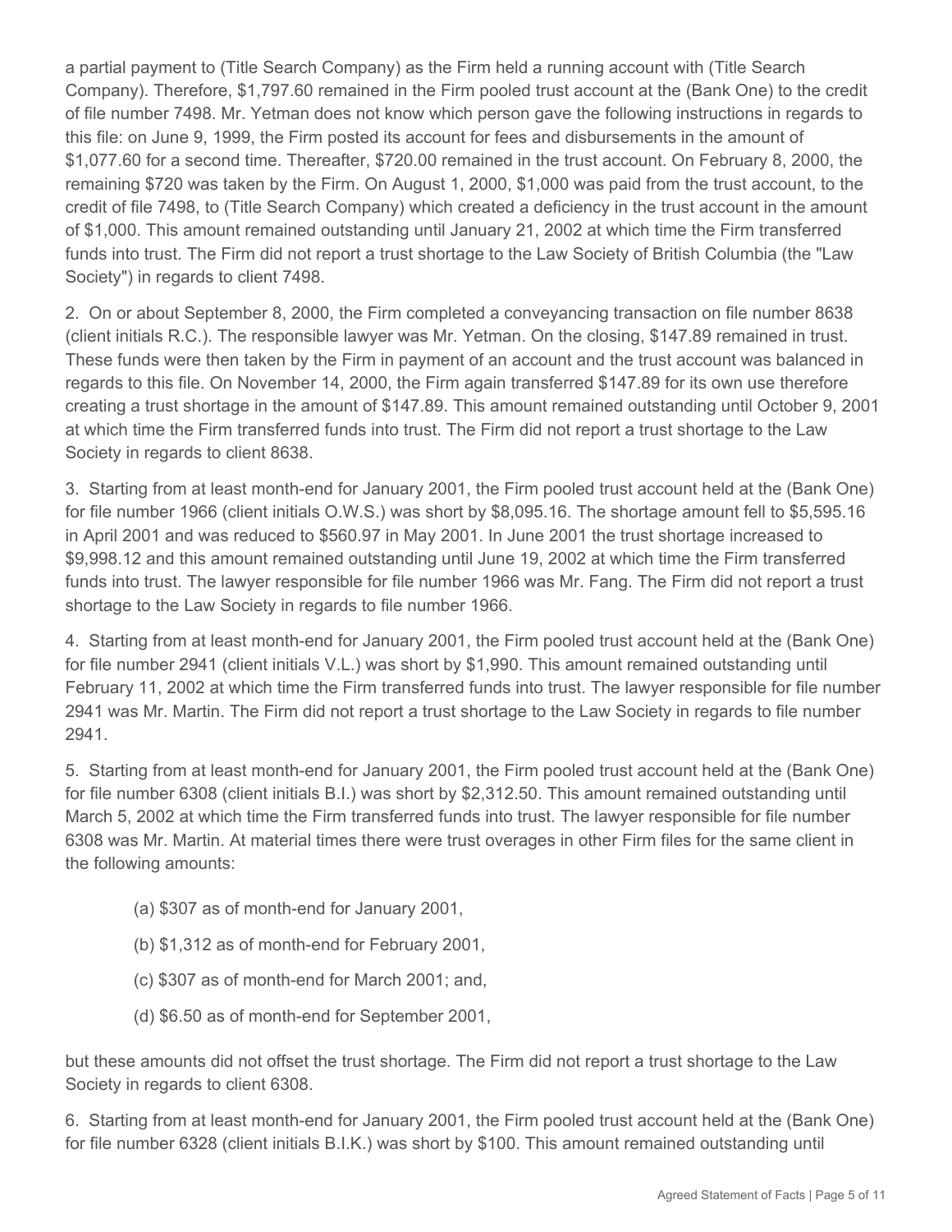a partial payment to (Title Search Company) as the Firm held a running account with (Title Search Company). Therefore, $1,797.60 remained in the Firm pooled trust account at the (Bank One) to the credit of file number 7498. Mr. Yetman does not know which person gave the following instructions in regards to this file: on June 9, 1999, the Firm posted its account for fees and disbursements in the amount of $1,077.60 for a second time. Thereafter, $720.00 remained in the trust account. On February 8, 2000, the remaining $720 was taken by the Firm. On August 1, 2000, $1,000 was paid from the trust account, to the credit of file 7498, to (Title Search Company) which created a deficiency in the trust account in the amount of $1,000. This amount remained outstanding until January 21, 2002 at which time the Firm transferred funds into trust. The Firm did not report a trust shortage to the Law Society of British Columbia (the "Law Society") in regards to client 7498.

2. On or about September 8, 2000, the Firm completed a conveyancing transaction on file number 8638 (client initials R.C.). The responsible lawyer was Mr. Yetman. On the closing, $147.89 remained in trust. These funds were then taken by the Firm in payment of an account and the trust account was balanced in regards to this file. On November 14, 2000, the Firm again transferred $147.89 for its own use therefore creating a trust shortage in the amount of $147.89. This amount remained outstanding until October 9, 2001 at which time the Firm transferred funds into trust. The Firm did not report a trust shortage to the Law Society in regards to client 8638.

3. Starting from at least month-end for January 2001, the Firm pooled trust account held at the (Bank One) for file number 1966 (client initials O.W.S.) was short by $8,095.16. The shortage amount fell to $5,595.16 in April 2001 and was reduced to $560.97 in May 2001. In June 2001 the trust shortage increased to $9,998.12 and this amount remained outstanding until June 19, 2002 at which time the Firm transferred funds into trust. The lawyer responsible for file number 1966 was Mr. Fang. The Firm did not report a trust shortage to the Law Society in regards to file number 1966.

4. Starting from at least month-end for January 2001, the Firm pooled trust account held at the (Bank One) for file number 2941 (client initials V.L.) was short by $1,990. This amount remained outstanding until February 11, 2002 at which time the Firm transferred funds into trust. The lawyer responsible for file number 2941 was Mr. Martin. The Firm did not report a trust shortage to the Law Society in regards to file number 2941.

5. Starting from at least month-end for January 2001, the Firm pooled trust account held at the (Bank One) for file number 6308 (client initials B.I.) was short by $2,312.50. This amount remained outstanding until March 5, 2002 at which time the Firm transferred funds into trust. The lawyer responsible for file number 6308 was Mr. Martin. At material times there were trust overages in other Firm files for the same client in the following amounts:

(a) $307 as of month-end for January 2001,

(b) $1,312 as of month-end for February 2001,

(c) $307 as of month-end for March 2001; and,

(d) $6.50 as of month-end for September 2001,

but these amounts did not offset the trust shortage. The Firm did not report a trust shortage to the Law Society in regards to client 6308.

6. Starting from at least month-end for January 2001, the Firm pooled trust account held at the (Bank One) for file number 6328 (client initials B.I.K.) was short by $100. This amount remained outstanding until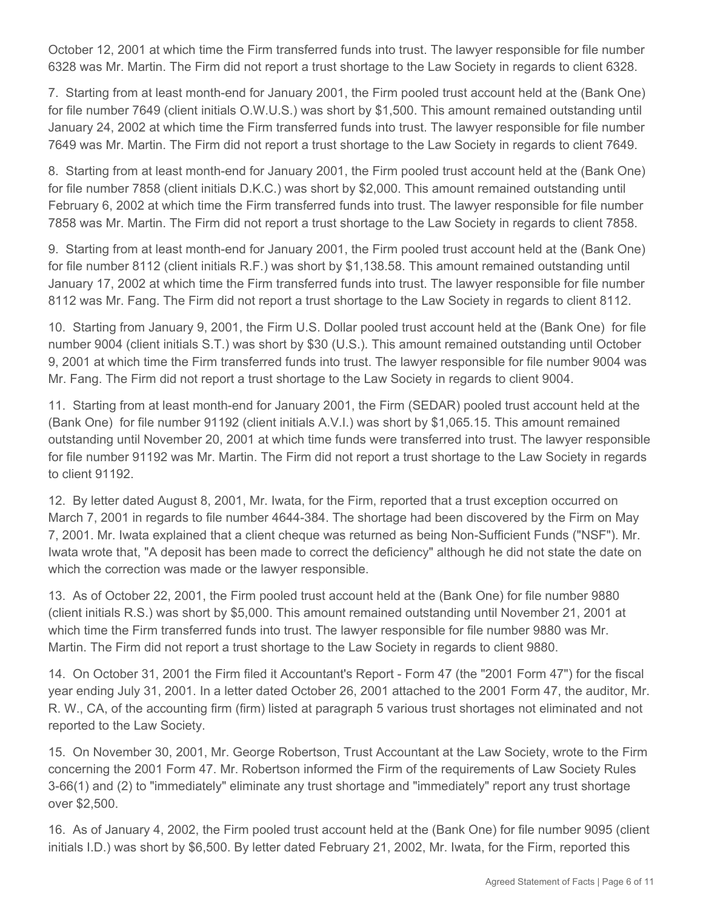October 12, 2001 at which time the Firm transferred funds into trust. The lawyer responsible for file number 6328 was Mr. Martin. The Firm did not report a trust shortage to the Law Society in regards to client 6328.

7. Starting from at least month-end for January 2001, the Firm pooled trust account held at the (Bank One) for file number 7649 (client initials O.W.U.S.) was short by $1,500. This amount remained outstanding until January 24, 2002 at which time the Firm transferred funds into trust. The lawyer responsible for file number 7649 was Mr. Martin. The Firm did not report a trust shortage to the Law Society in regards to client 7649.

8. Starting from at least month-end for January 2001, the Firm pooled trust account held at the (Bank One) for file number 7858 (client initials D.K.C.) was short by $2,000. This amount remained outstanding until February 6, 2002 at which time the Firm transferred funds into trust. The lawyer responsible for file number 7858 was Mr. Martin. The Firm did not report a trust shortage to the Law Society in regards to client 7858.

9. Starting from at least month-end for January 2001, the Firm pooled trust account held at the (Bank One) for file number 8112 (client initials R.F.) was short by $1,138.58. This amount remained outstanding until January 17, 2002 at which time the Firm transferred funds into trust. The lawyer responsible for file number 8112 was Mr. Fang. The Firm did not report a trust shortage to the Law Society in regards to client 8112.

10. Starting from January 9, 2001, the Firm U.S. Dollar pooled trust account held at the (Bank One) for file number 9004 (client initials S.T.) was short by $30 (U.S.). This amount remained outstanding until October 9, 2001 at which time the Firm transferred funds into trust. The lawyer responsible for file number 9004 was Mr. Fang. The Firm did not report a trust shortage to the Law Society in regards to client 9004.

11. Starting from at least month-end for January 2001, the Firm (SEDAR) pooled trust account held at the (Bank One) for file number 91192 (client initials A.V.I.) was short by $1,065.15. This amount remained outstanding until November 20, 2001 at which time funds were transferred into trust. The lawyer responsible for file number 91192 was Mr. Martin. The Firm did not report a trust shortage to the Law Society in regards to client 91192.

12. By letter dated August 8, 2001, Mr. Iwata, for the Firm, reported that a trust exception occurred on March 7, 2001 in regards to file number 4644-384. The shortage had been discovered by the Firm on May 7, 2001. Mr. Iwata explained that a client cheque was returned as being Non-Sufficient Funds ("NSF"). Mr. Iwata wrote that, "A deposit has been made to correct the deficiency" although he did not state the date on which the correction was made or the lawyer responsible.

13. As of October 22, 2001, the Firm pooled trust account held at the (Bank One) for file number 9880 (client initials R.S.) was short by $5,000. This amount remained outstanding until November 21, 2001 at which time the Firm transferred funds into trust. The lawyer responsible for file number 9880 was Mr. Martin. The Firm did not report a trust shortage to the Law Society in regards to client 9880.

14. On October 31, 2001 the Firm filed it Accountant's Report - Form 47 (the "2001 Form 47") for the fiscal year ending July 31, 2001. In a letter dated October 26, 2001 attached to the 2001 Form 47, the auditor, Mr. R. W., CA, of the accounting firm (firm) listed at paragraph 5 various trust shortages not eliminated and not reported to the Law Society.

15. On November 30, 2001, Mr. George Robertson, Trust Accountant at the Law Society, wrote to the Firm concerning the 2001 Form 47. Mr. Robertson informed the Firm of the requirements of Law Society Rules 3-66(1) and (2) to "immediately" eliminate any trust shortage and "immediately" report any trust shortage over $2,500.

16. As of January 4, 2002, the Firm pooled trust account held at the (Bank One) for file number 9095 (client initials I.D.) was short by $6,500. By letter dated February 21, 2002, Mr. Iwata, for the Firm, reported this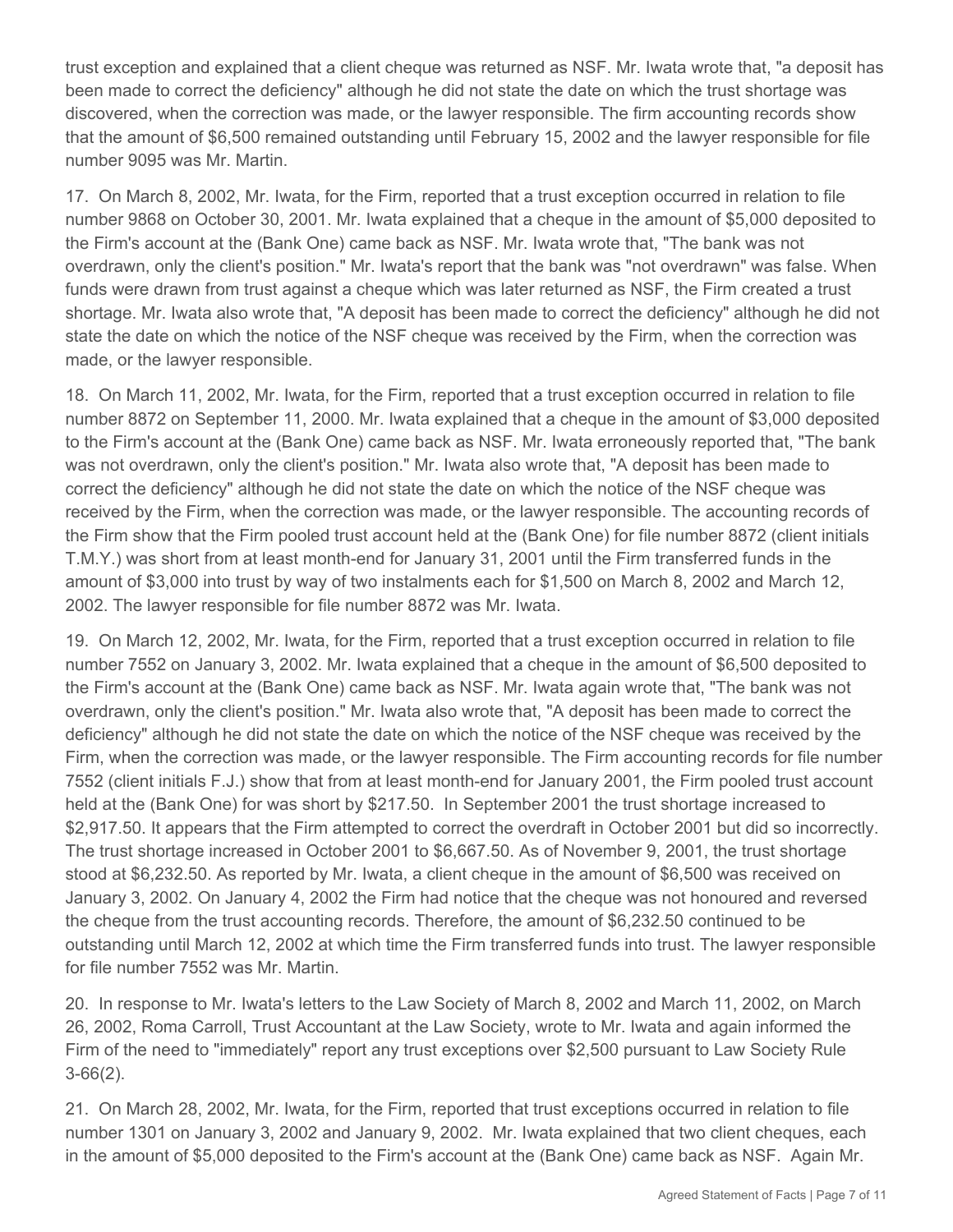trust exception and explained that a client cheque was returned as NSF. Mr. Iwata wrote that, "a deposit has been made to correct the deficiency" although he did not state the date on which the trust shortage was discovered, when the correction was made, or the lawyer responsible. The firm accounting records show that the amount of $6,500 remained outstanding until February 15, 2002 and the lawyer responsible for file number 9095 was Mr. Martin.

17. On March 8, 2002, Mr. Iwata, for the Firm, reported that a trust exception occurred in relation to file number 9868 on October 30, 2001. Mr. Iwata explained that a cheque in the amount of $5,000 deposited to the Firm's account at the (Bank One) came back as NSF. Mr. Iwata wrote that, "The bank was not overdrawn, only the client's position." Mr. Iwata's report that the bank was "not overdrawn" was false. When funds were drawn from trust against a cheque which was later returned as NSF, the Firm created a trust shortage. Mr. Iwata also wrote that, "A deposit has been made to correct the deficiency" although he did not state the date on which the notice of the NSF cheque was received by the Firm, when the correction was made, or the lawyer responsible.

18. On March 11, 2002, Mr. Iwata, for the Firm, reported that a trust exception occurred in relation to file number 8872 on September 11, 2000. Mr. Iwata explained that a cheque in the amount of $3,000 deposited to the Firm's account at the (Bank One) came back as NSF. Mr. Iwata erroneously reported that, "The bank was not overdrawn, only the client's position." Mr. Iwata also wrote that, "A deposit has been made to correct the deficiency" although he did not state the date on which the notice of the NSF cheque was received by the Firm, when the correction was made, or the lawyer responsible. The accounting records of the Firm show that the Firm pooled trust account held at the (Bank One) for file number 8872 (client initials T.M.Y.) was short from at least month-end for January 31, 2001 until the Firm transferred funds in the amount of $3,000 into trust by way of two instalments each for $1,500 on March 8, 2002 and March 12, 2002. The lawyer responsible for file number 8872 was Mr. Iwata.

19. On March 12, 2002, Mr. Iwata, for the Firm, reported that a trust exception occurred in relation to file number 7552 on January 3, 2002. Mr. Iwata explained that a cheque in the amount of $6,500 deposited to the Firm's account at the (Bank One) came back as NSF. Mr. Iwata again wrote that, "The bank was not overdrawn, only the client's position." Mr. Iwata also wrote that, "A deposit has been made to correct the deficiency" although he did not state the date on which the notice of the NSF cheque was received by the Firm, when the correction was made, or the lawyer responsible. The Firm accounting records for file number 7552 (client initials F.J.) show that from at least month-end for January 2001, the Firm pooled trust account held at the (Bank One) for was short by $217.50. In September 2001 the trust shortage increased to $2,917.50. It appears that the Firm attempted to correct the overdraft in October 2001 but did so incorrectly. The trust shortage increased in October 2001 to $6,667.50. As of November 9, 2001, the trust shortage stood at $6,232.50. As reported by Mr. Iwata, a client cheque in the amount of $6,500 was received on January 3, 2002. On January 4, 2002 the Firm had notice that the cheque was not honoured and reversed the cheque from the trust accounting records. Therefore, the amount of $6,232.50 continued to be outstanding until March 12, 2002 at which time the Firm transferred funds into trust. The lawyer responsible for file number 7552 was Mr. Martin.

20. In response to Mr. Iwata's letters to the Law Society of March 8, 2002 and March 11, 2002, on March 26, 2002, Roma Carroll, Trust Accountant at the Law Society, wrote to Mr. Iwata and again informed the Firm of the need to "immediately" report any trust exceptions over $2,500 pursuant to Law Society Rule 3-66(2).

21. On March 28, 2002, Mr. Iwata, for the Firm, reported that trust exceptions occurred in relation to file number 1301 on January 3, 2002 and January 9, 2002. Mr. Iwata explained that two client cheques, each in the amount of $5,000 deposited to the Firm's account at the (Bank One) came back as NSF. Again Mr.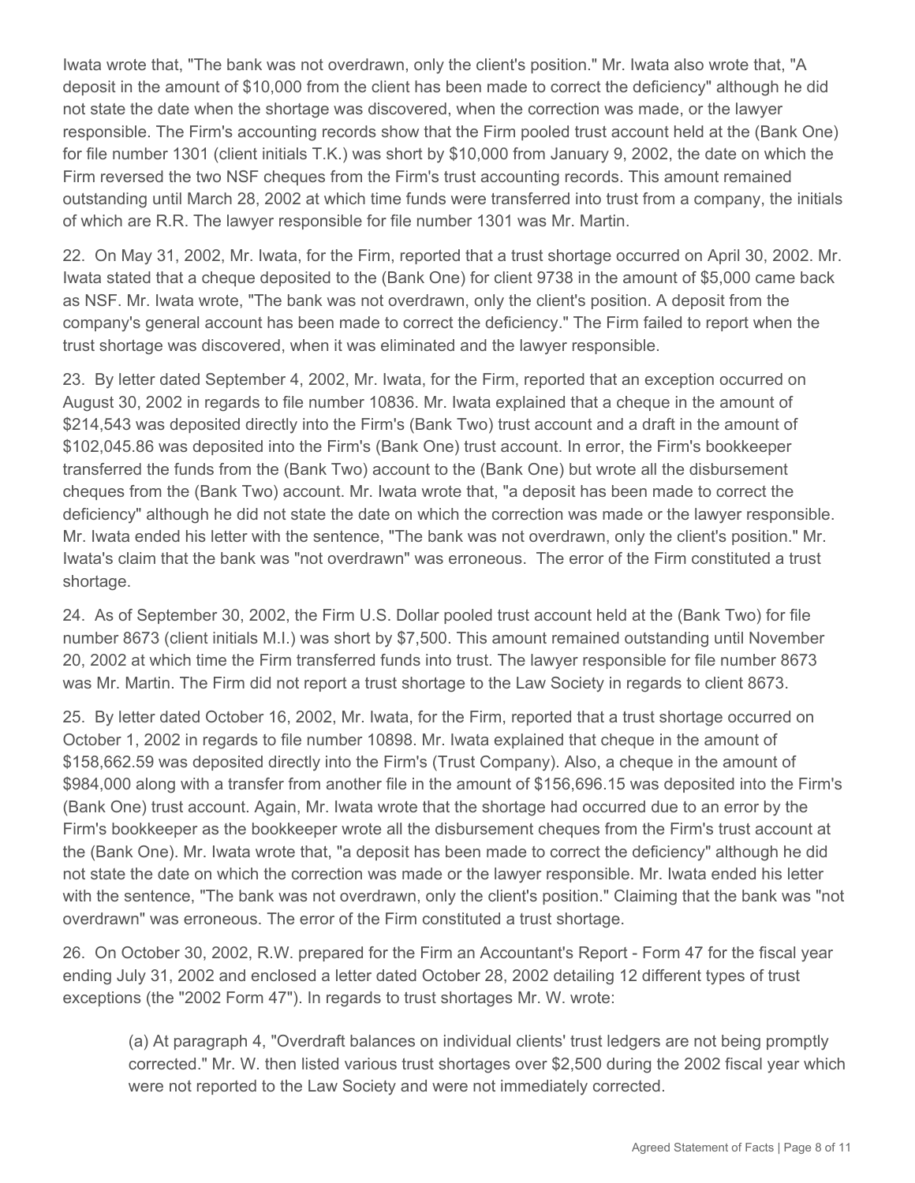Iwata wrote that, "The bank was not overdrawn, only the client's position." Mr. Iwata also wrote that, "A deposit in the amount of $10,000 from the client has been made to correct the deficiency" although he did not state the date when the shortage was discovered, when the correction was made, or the lawyer responsible. The Firm's accounting records show that the Firm pooled trust account held at the (Bank One) for file number 1301 (client initials T.K.) was short by $10,000 from January 9, 2002, the date on which the Firm reversed the two NSF cheques from the Firm's trust accounting records. This amount remained outstanding until March 28, 2002 at which time funds were transferred into trust from a company, the initials of which are R.R. The lawyer responsible for file number 1301 was Mr. Martin.

22. On May 31, 2002, Mr. Iwata, for the Firm, reported that a trust shortage occurred on April 30, 2002. Mr. Iwata stated that a cheque deposited to the (Bank One) for client 9738 in the amount of $5,000 came back as NSF. Mr. Iwata wrote, "The bank was not overdrawn, only the client's position. A deposit from the company's general account has been made to correct the deficiency." The Firm failed to report when the trust shortage was discovered, when it was eliminated and the lawyer responsible.

23. By letter dated September 4, 2002, Mr. Iwata, for the Firm, reported that an exception occurred on August 30, 2002 in regards to file number 10836. Mr. Iwata explained that a cheque in the amount of $214,543 was deposited directly into the Firm's (Bank Two) trust account and a draft in the amount of $102,045.86 was deposited into the Firm's (Bank One) trust account. In error, the Firm's bookkeeper transferred the funds from the (Bank Two) account to the (Bank One) but wrote all the disbursement cheques from the (Bank Two) account. Mr. Iwata wrote that, "a deposit has been made to correct the deficiency" although he did not state the date on which the correction was made or the lawyer responsible. Mr. Iwata ended his letter with the sentence, "The bank was not overdrawn, only the client's position." Mr. Iwata's claim that the bank was "not overdrawn" was erroneous. The error of the Firm constituted a trust shortage.

24. As of September 30, 2002, the Firm U.S. Dollar pooled trust account held at the (Bank Two) for file number 8673 (client initials M.I.) was short by $7,500. This amount remained outstanding until November 20, 2002 at which time the Firm transferred funds into trust. The lawyer responsible for file number 8673 was Mr. Martin. The Firm did not report a trust shortage to the Law Society in regards to client 8673.

25. By letter dated October 16, 2002, Mr. Iwata, for the Firm, reported that a trust shortage occurred on October 1, 2002 in regards to file number 10898. Mr. Iwata explained that cheque in the amount of $158,662.59 was deposited directly into the Firm's (Trust Company). Also, a cheque in the amount of $984,000 along with a transfer from another file in the amount of $156,696.15 was deposited into the Firm's (Bank One) trust account. Again, Mr. Iwata wrote that the shortage had occurred due to an error by the Firm's bookkeeper as the bookkeeper wrote all the disbursement cheques from the Firm's trust account at the (Bank One). Mr. Iwata wrote that, "a deposit has been made to correct the deficiency" although he did not state the date on which the correction was made or the lawyer responsible. Mr. Iwata ended his letter with the sentence, "The bank was not overdrawn, only the client's position." Claiming that the bank was "not overdrawn" was erroneous. The error of the Firm constituted a trust shortage.

26. On October 30, 2002, R.W. prepared for the Firm an Accountant's Report - Form 47 for the fiscal year ending July 31, 2002 and enclosed a letter dated October 28, 2002 detailing 12 different types of trust exceptions (the "2002 Form 47"). In regards to trust shortages Mr. W. wrote:

> (a) At paragraph 4, "Overdraft balances on individual clients' trust ledgers are not being promptly corrected." Mr. W. then listed various trust shortages over $2,500 during the 2002 fiscal year which were not reported to the Law Society and were not immediately corrected.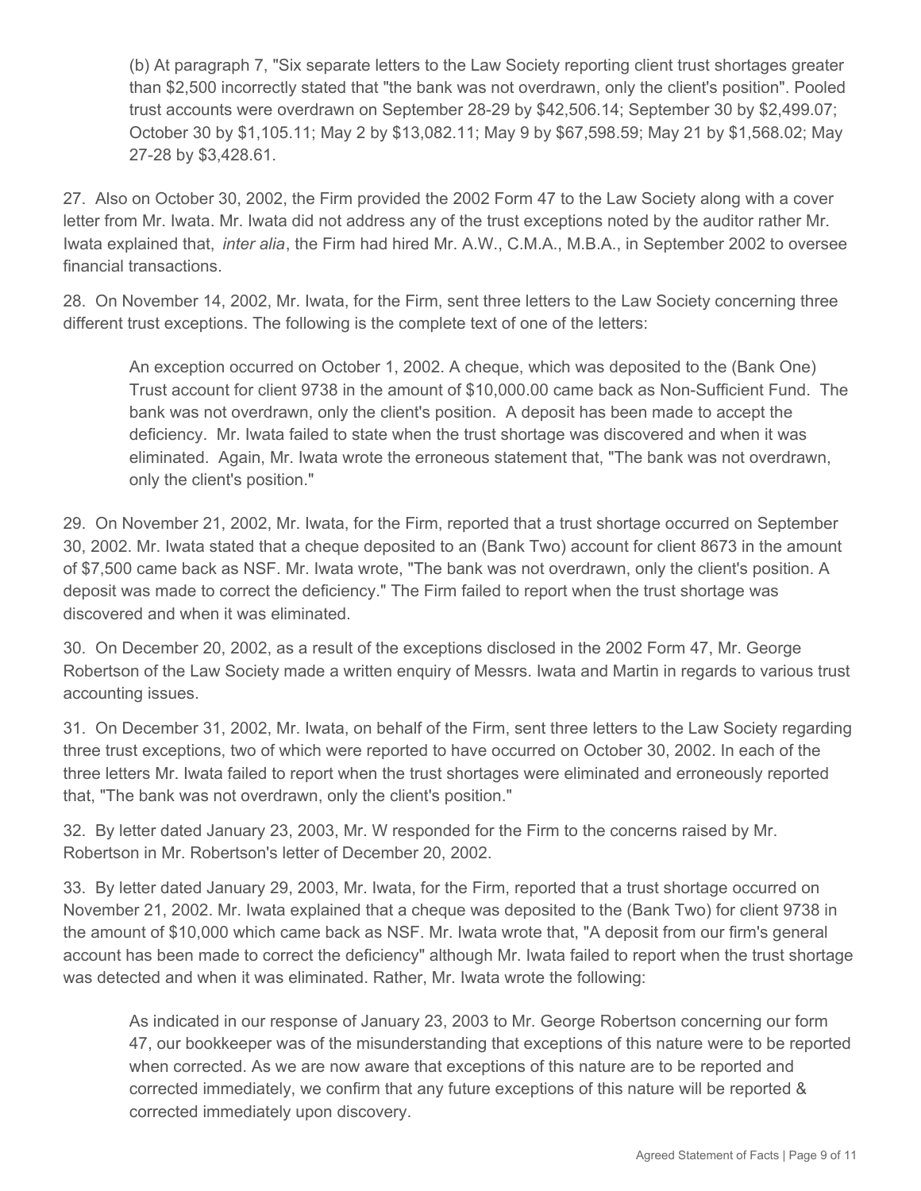(b) At paragraph 7, "Six separate letters to the Law Society reporting client trust shortages greater than $2,500 incorrectly stated that "the bank was not overdrawn, only the client's position". Pooled trust accounts were overdrawn on September 28-29 by $42,506.14; September 30 by $2,499.07; October 30 by $1,105.11; May 2 by $13,082.11; May 9 by $67,598.59; May 21 by $1,568.02; May 27-28 by $3,428.61.

27. Also on October 30, 2002, the Firm provided the 2002 Form 47 to the Law Society along with a cover letter from Mr. Iwata. Mr. Iwata did not address any of the trust exceptions noted by the auditor rather Mr. Iwata explained that, *inter alia*, the Firm had hired Mr. A.W., C.M.A., M.B.A., in September 2002 to oversee financial transactions.

28. On November 14, 2002, Mr. Iwata, for the Firm, sent three letters to the Law Society concerning three different trust exceptions. The following is the complete text of one of the letters:

> An exception occurred on October 1, 2002. A cheque, which was deposited to the (Bank One) Trust account for client 9738 in the amount of $10,000.00 came back as Non-Sufficient Fund. The bank was not overdrawn, only the client's position. A deposit has been made to accept the deficiency. Mr. Iwata failed to state when the trust shortage was discovered and when it was eliminated. Again, Mr. Iwata wrote the erroneous statement that, "The bank was not overdrawn, only the client's position."

29. On November 21, 2002, Mr. Iwata, for the Firm, reported that a trust shortage occurred on September 30, 2002. Mr. Iwata stated that a cheque deposited to an (Bank Two) account for client 8673 in the amount of $7,500 came back as NSF. Mr. Iwata wrote, "The bank was not overdrawn, only the client's position. A deposit was made to correct the deficiency." The Firm failed to report when the trust shortage was discovered and when it was eliminated.

30. On December 20, 2002, as a result of the exceptions disclosed in the 2002 Form 47, Mr. George Robertson of the Law Society made a written enquiry of Messrs. Iwata and Martin in regards to various trust accounting issues.

31. On December 31, 2002, Mr. Iwata, on behalf of the Firm, sent three letters to the Law Society regarding three trust exceptions, two of which were reported to have occurred on October 30, 2002. In each of the three letters Mr. Iwata failed to report when the trust shortages were eliminated and erroneously reported that, "The bank was not overdrawn, only the client's position."

32. By letter dated January 23, 2003, Mr. W responded for the Firm to the concerns raised by Mr. Robertson in Mr. Robertson's letter of December 20, 2002.

33. By letter dated January 29, 2003, Mr. Iwata, for the Firm, reported that a trust shortage occurred on November 21, 2002. Mr. Iwata explained that a cheque was deposited to the (Bank Two) for client 9738 in the amount of $10,000 which came back as NSF. Mr. Iwata wrote that, "A deposit from our firm's general account has been made to correct the deficiency" although Mr. Iwata failed to report when the trust shortage was detected and when it was eliminated. Rather, Mr. Iwata wrote the following:

> As indicated in our response of January 23, 2003 to Mr. George Robertson concerning our form 47, our bookkeeper was of the misunderstanding that exceptions of this nature were to be reported when corrected. As we are now aware that exceptions of this nature are to be reported and corrected immediately, we confirm that any future exceptions of this nature will be reported & corrected immediately upon discovery.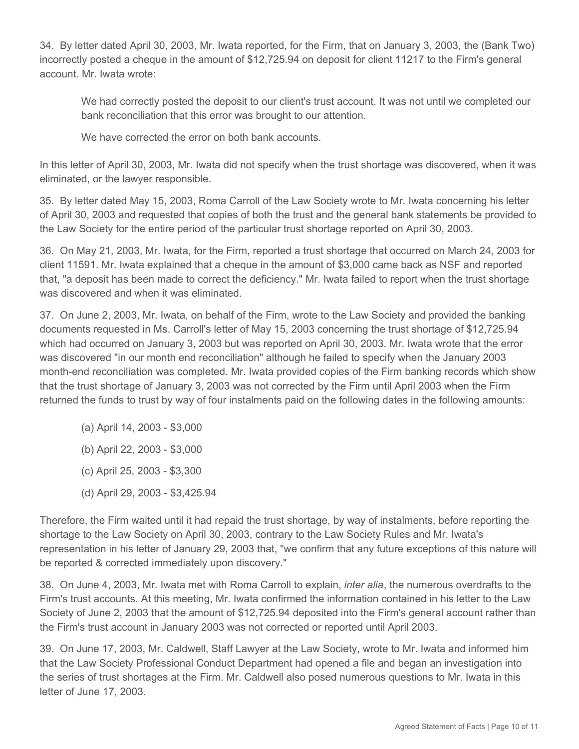34. By letter dated April 30, 2003, Mr. Iwata reported, for the Firm, that on January 3, 2003, the (Bank Two) incorrectly posted a cheque in the amount of $12,725.94 on deposit for client 11217 to the Firm's general account. Mr. Iwata wrote:

> We had correctly posted the deposit to our client's trust account. It was not until we completed our bank reconciliation that this error was brought to our attention.
>
> We have corrected the error on both bank accounts.

In this letter of April 30, 2003, Mr. Iwata did not specify when the trust shortage was discovered, when it was eliminated, or the lawyer responsible.

35. By letter dated May 15, 2003, Roma Carroll of the Law Society wrote to Mr. Iwata concerning his letter of April 30, 2003 and requested that copies of both the trust and the general bank statements be provided to the Law Society for the entire period of the particular trust shortage reported on April 30, 2003.

36. On May 21, 2003, Mr. Iwata, for the Firm, reported a trust shortage that occurred on March 24, 2003 for client 11591. Mr. Iwata explained that a cheque in the amount of $3,000 came back as NSF and reported that, "a deposit has been made to correct the deficiency." Mr. Iwata failed to report when the trust shortage was discovered and when it was eliminated.

37. On June 2, 2003, Mr. Iwata, on behalf of the Firm, wrote to the Law Society and provided the banking documents requested in Ms. Carroll's letter of May 15, 2003 concerning the trust shortage of $12,725.94 which had occurred on January 3, 2003 but was reported on April 30, 2003. Mr. Iwata wrote that the error was discovered "in our month end reconciliation" although he failed to specify when the January 2003 month-end reconciliation was completed. Mr. Iwata provided copies of the Firm banking records which show that the trust shortage of January 3, 2003 was not corrected by the Firm until April 2003 when the Firm returned the funds to trust by way of four instalments paid on the following dates in the following amounts:

(a) April 14, 2003 - $3,000

(b) April 22, 2003 - $3,000

(c) April 25, 2003 - $3,300

(d) April 29, 2003 - $3,425.94

Therefore, the Firm waited until it had repaid the trust shortage, by way of instalments, before reporting the shortage to the Law Society on April 30, 2003, contrary to the Law Society Rules and Mr. Iwata's representation in his letter of January 29, 2003 that, "we confirm that any future exceptions of this nature will be reported & corrected immediately upon discovery."

38. On June 4, 2003, Mr. Iwata met with Roma Carroll to explain, *inter alia*, the numerous overdrafts to the Firm's trust accounts. At this meeting, Mr. Iwata confirmed the information contained in his letter to the Law Society of June 2, 2003 that the amount of $12,725.94 deposited into the Firm's general account rather than the Firm's trust account in January 2003 was not corrected or reported until April 2003.

39. On June 17, 2003, Mr. Caldwell, Staff Lawyer at the Law Society, wrote to Mr. Iwata and informed him that the Law Society Professional Conduct Department had opened a file and began an investigation into the series of trust shortages at the Firm. Mr. Caldwell also posed numerous questions to Mr. Iwata in this letter of June 17, 2003.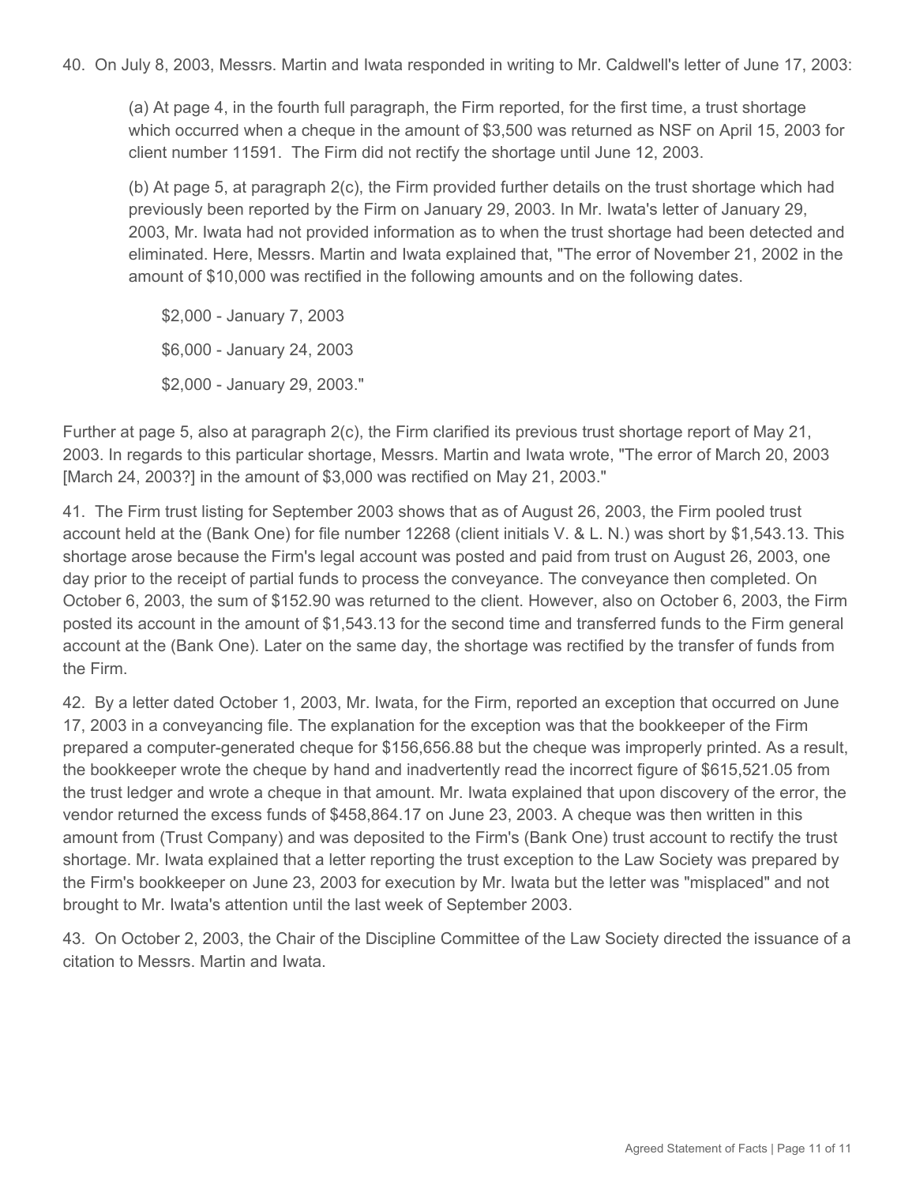40. On July 8, 2003, Messrs. Martin and Iwata responded in writing to Mr. Caldwell's letter of June 17, 2003:

> (a) At page 4, in the fourth full paragraph, the Firm reported, for the first time, a trust shortage which occurred when a cheque in the amount of $3,500 was returned as NSF on April 15, 2003 for client number 11591. The Firm did not rectify the shortage until June 12, 2003.
>
> (b) At page 5, at paragraph 2(c), the Firm provided further details on the trust shortage which had previously been reported by the Firm on January 29, 2003. In Mr. Iwata's letter of January 29, 2003, Mr. Iwata had not provided information as to when the trust shortage had been detected and eliminated. Here, Messrs. Martin and Iwata explained that, "The error of November 21, 2002 in the amount of $10,000 was rectified in the following amounts and on the following dates.
>
> > $2,000 - January 7, 2003
> >
> > $6,000 - January 24, 2003
> >
> > $2,000 - January 29, 2003."

Further at page 5, also at paragraph 2(c), the Firm clarified its previous trust shortage report of May 21, 2003. In regards to this particular shortage, Messrs. Martin and Iwata wrote, "The error of March 20, 2003 [March 24, 2003?] in the amount of $3,000 was rectified on May 21, 2003."

41. The Firm trust listing for September 2003 shows that as of August 26, 2003, the Firm pooled trust account held at the (Bank One) for file number 12268 (client initials V. & L. N.) was short by $1,543.13. This shortage arose because the Firm's legal account was posted and paid from trust on August 26, 2003, one day prior to the receipt of partial funds to process the conveyance. The conveyance then completed. On October 6, 2003, the sum of $152.90 was returned to the client. However, also on October 6, 2003, the Firm posted its account in the amount of $1,543.13 for the second time and transferred funds to the Firm general account at the (Bank One). Later on the same day, the shortage was rectified by the transfer of funds from the Firm.

42. By a letter dated October 1, 2003, Mr. Iwata, for the Firm, reported an exception that occurred on June 17, 2003 in a conveyancing file. The explanation for the exception was that the bookkeeper of the Firm prepared a computer-generated cheque for $156,656.88 but the cheque was improperly printed. As a result, the bookkeeper wrote the cheque by hand and inadvertently read the incorrect figure of $615,521.05 from the trust ledger and wrote a cheque in that amount. Mr. Iwata explained that upon discovery of the error, the vendor returned the excess funds of $458,864.17 on June 23, 2003. A cheque was then written in this amount from (Trust Company) and was deposited to the Firm's (Bank One) trust account to rectify the trust shortage. Mr. Iwata explained that a letter reporting the trust exception to the Law Society was prepared by the Firm's bookkeeper on June 23, 2003 for execution by Mr. Iwata but the letter was "misplaced" and not brought to Mr. Iwata's attention until the last week of September 2003.

43. On October 2, 2003, the Chair of the Discipline Committee of the Law Society directed the issuance of a citation to Messrs. Martin and Iwata.